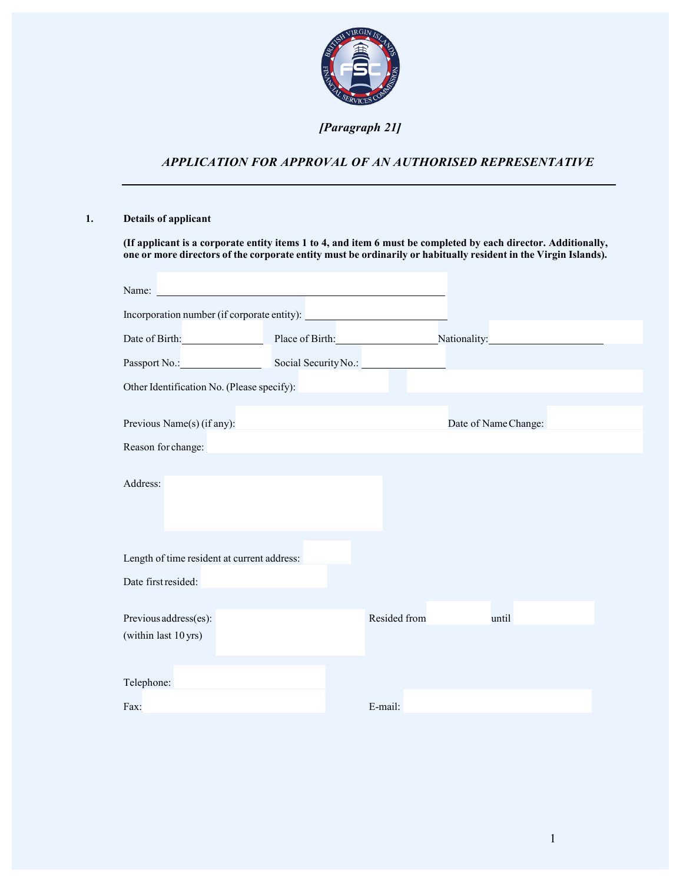*[Paragraph 21]*

## *APPLICATION FOR APPROVAL OF AN AUTHORISED REPRESENTATIVE*

---

**1. Details of applicant**

**(If applicant is a corporate entity items 1 to 4, and item 6 must be completed by each director. Additionally, one or more directors of the corporate entity must be ordinarily or habitually resident in the Virgin Islands).**

Name: ______________________________

Incorporation number (if corporate entity): ______________

Date of Birth: __________ Place of Birth: __________ Nationality: __________

Passport No.: __________ Social Security No.: __________

Other Identification No. (Please specify):

Previous Name(s) (if any): Date of Name Change:

Reason for change:

Address:

Length of time resident at current address:

Date first resided:

Previous address(es): (within last 10 yrs) Resided from until

Telephone:

Fax: E-mail: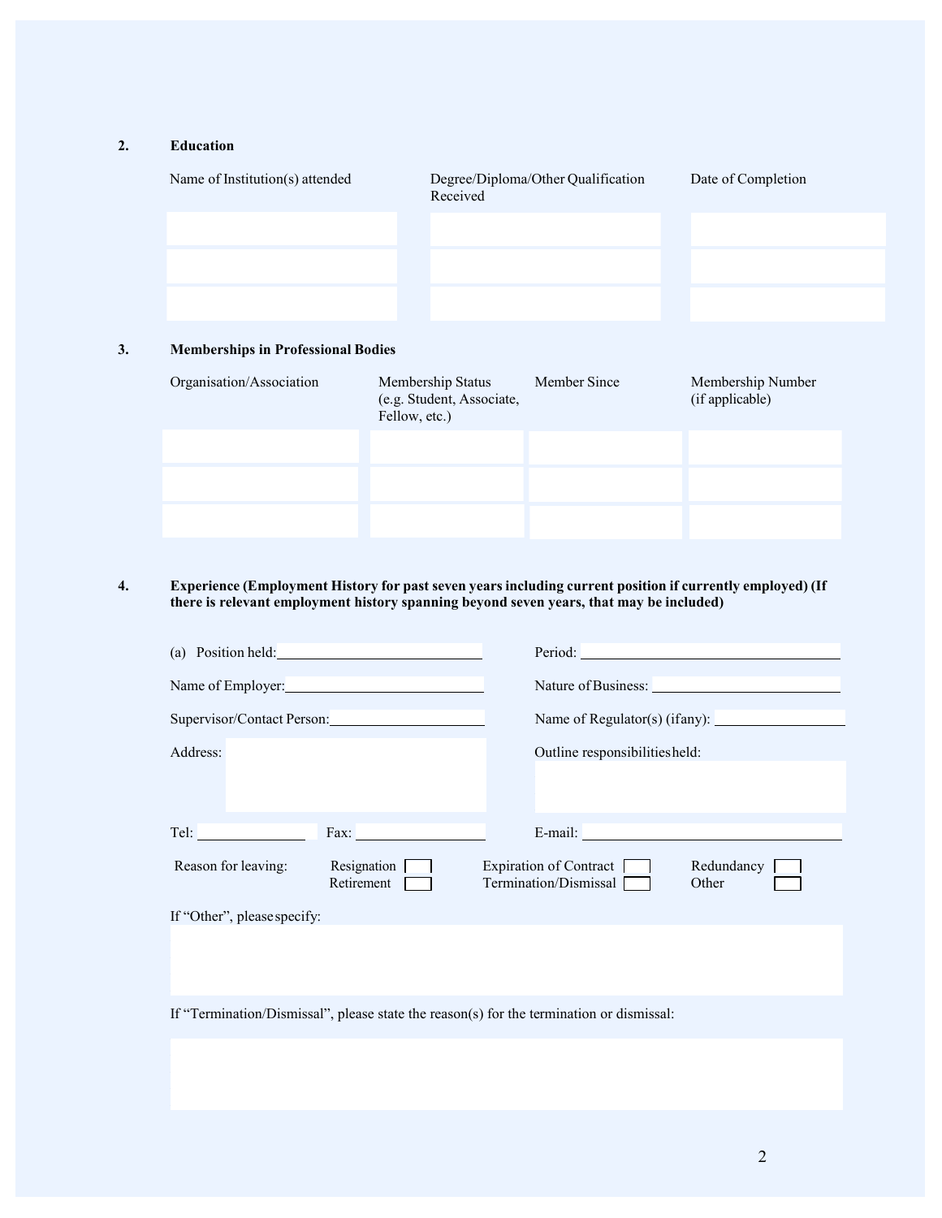## 2. Education

| Name of Institution(s) attended | Degree/Diploma/Other Qualification Received | Date of Completion |
|---|---|---|
| | | |
| | | |
| | | |

## 3. Memberships in Professional Bodies

| Organisation/Association | Membership Status (e.g. Student, Associate, Fellow, etc.) | Member Since | Membership Number (if applicable) |
|---|---|---|---|
| | | | |
| | | | |
| | | | |

## 4. Experience (Employment History for past seven years including current position if currently employed) (If there is relevant employment history spanning beyond seven years, that may be included)

(a) Position held: ____________________

Period: ____________________

Name of Employer: ____________________

Nature of Business: ____________________

Supervisor/Contact Person: ____________________

Name of Regulator(s) (if any): ____________________

Address:

Outline responsibilities held:

Tel: ____________ Fax: ____________

E-mail: ____________________

Reason for leaving:

- Resignation ☐
- Retirement ☐
- Expiration of Contract ☐
- Termination/Dismissal ☐
- Redundancy ☐
- Other ☐

If "Other", please specify:

If "Termination/Dismissal", please state the reason(s) for the termination or dismissal: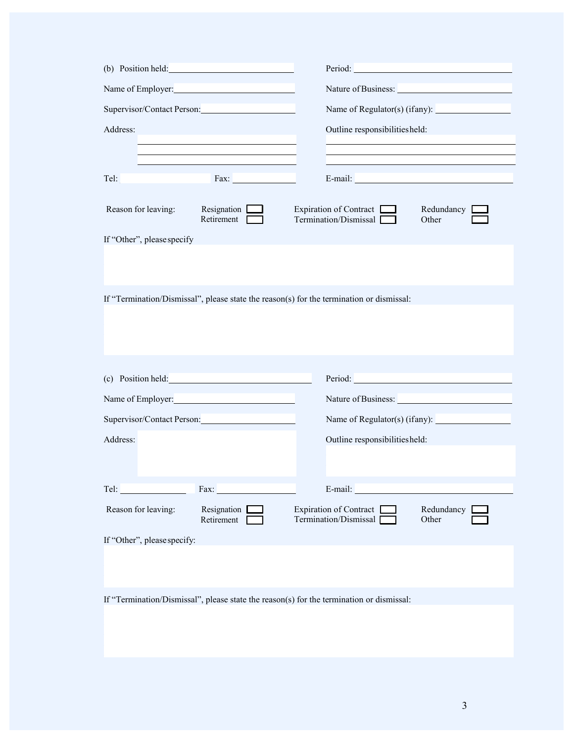(b) Position held: ______________________ Period: ______________________

Name of Employer: ______________________ Nature of Business: ______________________

Supervisor/Contact Person: ______________________ Name of Regulator(s) (if any): ______________________

Address: ______________________

______________________

______________________

Outline responsibilities held: ______________________

______________________

______________________

Tel: ______________ Fax: ______________ E-mail: ______________________

Reason for leaving: Resignation ☐ Retirement ☐ Expiration of Contract ☐ Termination/Dismissal ☐ Redundancy ☐ Other ☐

If "Other", please specify

If "Termination/Dismissal", please state the reason(s) for the termination or dismissal:

(c) Position held: ______________________ Period: ______________________

Name of Employer: ______________________ Nature of Business: ______________________

Supervisor/Contact Person: ______________________ Name of Regulator(s) (if any): ______________________

Address:

Outline responsibilities held:

Tel: ______________ Fax: ______________ E-mail: ______________________

Reason for leaving: Resignation ☐ Retirement ☐ Expiration of Contract ☐ Termination/Dismissal ☐ Redundancy ☐ Other ☐

If "Other", please specify:

If "Termination/Dismissal", please state the reason(s) for the termination or dismissal: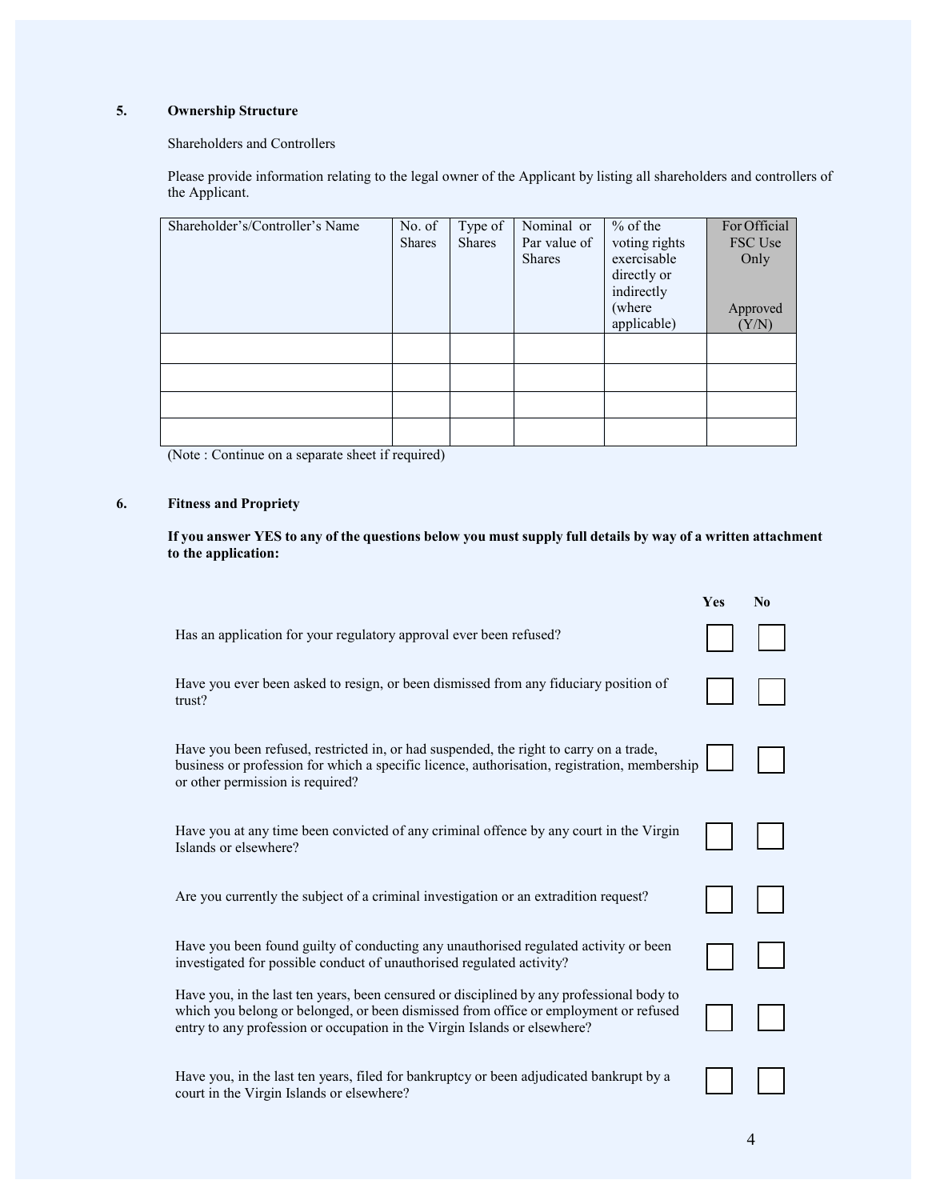## 5. Ownership Structure

Shareholders and Controllers

Please provide information relating to the legal owner of the Applicant by listing all shareholders and controllers of the Applicant.

| Shareholder's/Controller's Name | No. of Shares | Type of Shares | Nominal or Par value of Shares | % of the voting rights exercisable directly or indirectly (where applicable) | For Official FSC Use Only<br><br>Approved (Y/N) |
|---|---|---|---|---|---|
| | | | | | |
| | | | | | |
| | | | | | |
| | | | | | |

(Note : Continue on a separate sheet if required)

## 6. Fitness and Propriety

**If you answer YES to any of the questions below you must supply full details by way of a written attachment to the application:**

| | Yes | No |
|---|---|---|
| Has an application for your regulatory approval ever been refused? | ☐ | ☐ |
| Have you ever been asked to resign, or been dismissed from any fiduciary position of trust? | ☐ | ☐ |
| Have you been refused, restricted in, or had suspended, the right to carry on a trade, business or profession for which a specific licence, authorisation, registration, membership or other permission is required? | ☐ | ☐ |
| Have you at any time been convicted of any criminal offence by any court in the Virgin Islands or elsewhere? | ☐ | ☐ |
| Are you currently the subject of a criminal investigation or an extradition request? | ☐ | ☐ |
| Have you been found guilty of conducting any unauthorised regulated activity or been investigated for possible conduct of unauthorised regulated activity? | ☐ | ☐ |
| Have you, in the last ten years, been censured or disciplined by any professional body to which you belong or belonged, or been dismissed from office or employment or refused entry to any profession or occupation in the Virgin Islands or elsewhere? | ☐ | ☐ |
| Have you, in the last ten years, filed for bankruptcy or been adjudicated bankrupt by a court in the Virgin Islands or elsewhere? | ☐ | ☐ |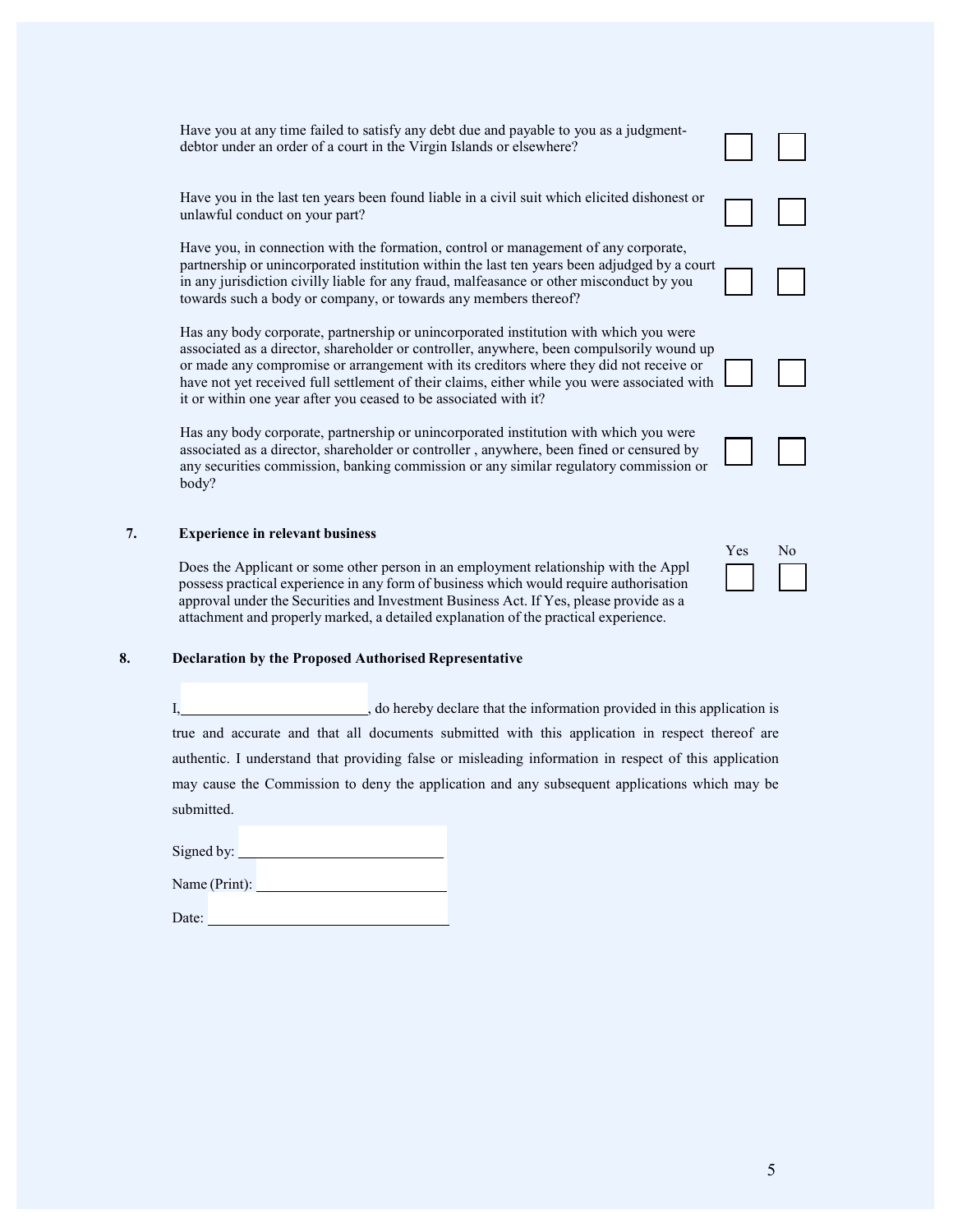Have you at any time failed to satisfy any debt due and payable to you as a judgment-debtor under an order of a court in the Virgin Islands or elsewhere? ☐ ☐

Have you in the last ten years been found liable in a civil suit which elicited dishonest or unlawful conduct on your part? ☐ ☐

Have you, in connection with the formation, control or management of any corporate, partnership or unincorporated institution within the last ten years been adjudged by a court in any jurisdiction civilly liable for any fraud, malfeasance or other misconduct by you towards such a body or company, or towards any members thereof? ☐ ☐

Has any body corporate, partnership or unincorporated institution with which you were associated as a director, shareholder or controller, anywhere, been compulsorily wound up or made any compromise or arrangement with its creditors where they did not receive or have not yet received full settlement of their claims, either while you were associated with it or within one year after you ceased to be associated with it? ☐ ☐

Has any body corporate, partnership or unincorporated institution with which you were associated as a director, shareholder or controller , anywhere, been fined or censured by any securities commission, banking commission or any similar regulatory commission or body? ☐ ☐

## 7. Experience in relevant business

| | Yes | No |
|---|---|---|
| Does the Applicant or some other person in an employment relationship with the Appl possess practical experience in any form of business which would require authorisation approval under the Securities and Investment Business Act. If Yes, please provide as a attachment and properly marked, a detailed explanation of the practical experience. | ☐ | ☐ |

## 8. Declaration by the Proposed Authorised Representative

I,\_\_\_\_\_\_\_\_\_\_\_\_\_\_\_\_\_\_\_\_\_\_\_\_\_\_, do hereby declare that the information provided in this application is true and accurate and that all documents submitted with this application in respect thereof are authentic. I understand that providing false or misleading information in respect of this application may cause the Commission to deny the application and any subsequent applications which may be submitted.

Signed by: \_\_\_\_\_\_\_\_\_\_\_\_\_\_\_\_\_\_\_\_\_\_\_\_\_\_

Name (Print): \_\_\_\_\_\_\_\_\_\_\_\_\_\_\_\_\_\_\_\_\_\_\_\_\_\_

Date: \_\_\_\_\_\_\_\_\_\_\_\_\_\_\_\_\_\_\_\_\_\_\_\_\_\_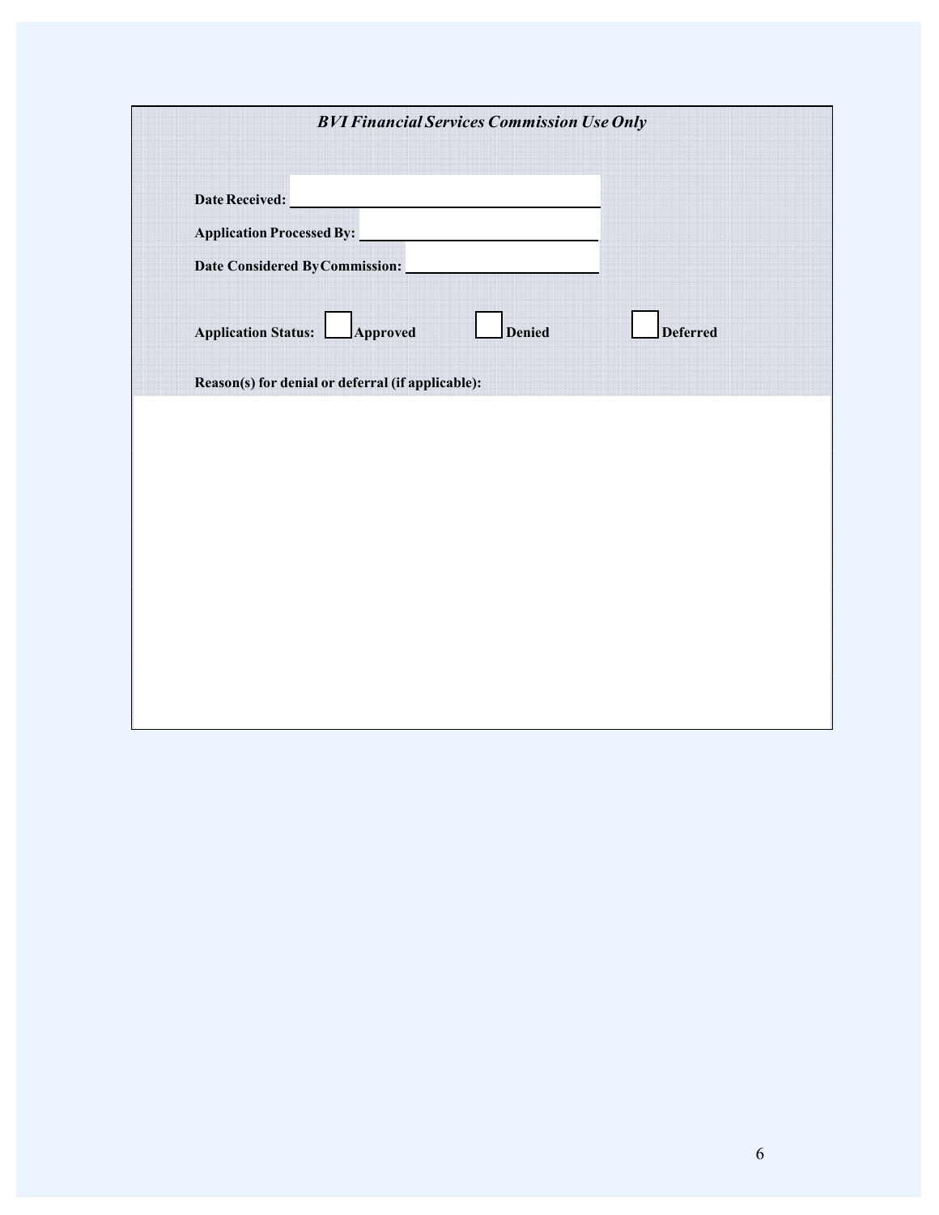***BVI Financial Services Commission Use Only***

**Date Received:** ______________________________

**Application Processed By:** ______________________________

**Date Considered By Commission:** ______________________________

**Application Status:** ☐ **Approved** ☐ **Denied** ☐ **Deferred**

**Reason(s) for denial or deferral (if applicable):**